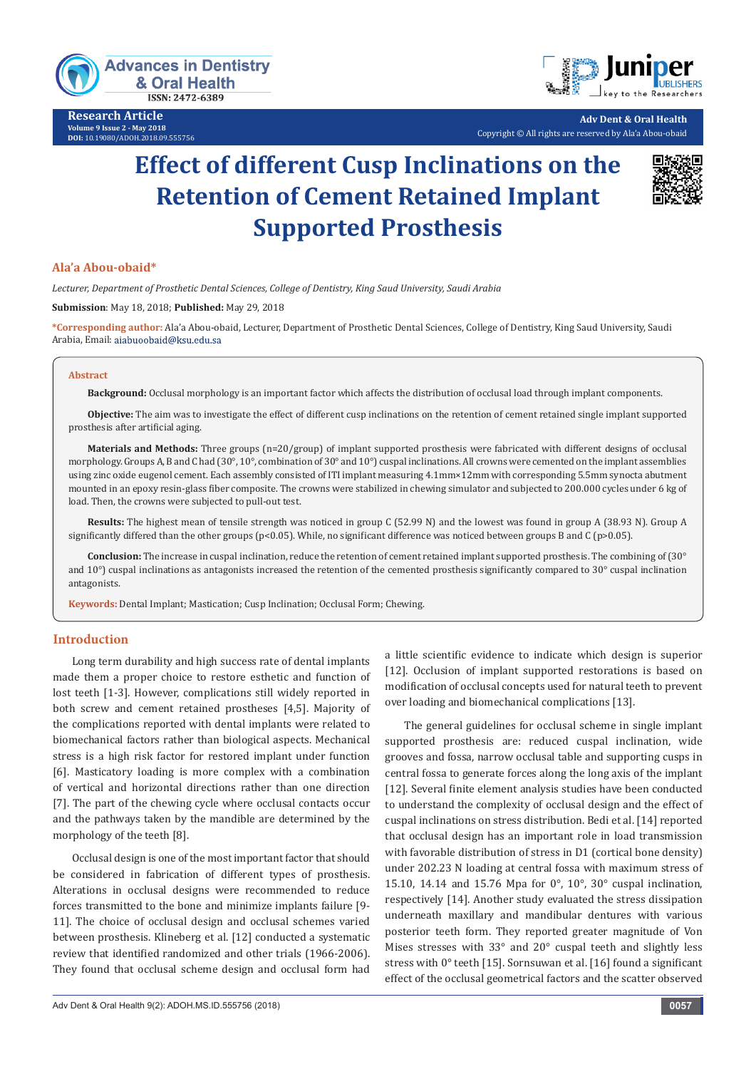Research Article

# Effect of different Cusp Inclinations on the Retention of Cement Retained Implant Supported Prosthesis

**Ala'a Abou-obaid***

*Lecturer, Department of Prosthetic Dental Sciences, College of Dentistry, King Saud University, Saudi Arabia*

**Submission**: May 18, 2018; **Published:** May 29, 2018

***Corresponding author:** Ala'a Abou-obaid, Lecturer, Department of Prosthetic Dental Sciences, College of Dentistry, King Saud University, Saudi Arabia, Email: aiabuoobaid@ksu.edu.sa

## Abstract

**Background:** Occlusal morphology is an important factor which affects the distribution of occlusal load through implant components.

**Objective:** The aim was to investigate the effect of different cusp inclinations on the retention of cement retained single implant supported prosthesis after artificial aging.

**Materials and Methods:** Three groups (n=20/group) of implant supported prosthesis were fabricated with different designs of occlusal morphology. Groups A, B and C had (30°, 10°, combination of 30° and 10°) cuspal inclinations. All crowns were cemented on the implant assemblies using zinc oxide eugenol cement. Each assembly consisted of ITI implant measuring 4.1mm×12mm with corresponding 5.5mm synocta abutment mounted in an epoxy resin-glass fiber composite. The crowns were stabilized in chewing simulator and subjected to 200.000 cycles under 6 kg of load. Then, the crowns were subjected to pull-out test.

**Results:** The highest mean of tensile strength was noticed in group C (52.99 N) and the lowest was found in group A (38.93 N). Group A significantly differed than the other groups ($p<0.05$). While, no significant difference was noticed between groups B and C ($p>0.05$).

**Conclusion:** The increase in cuspal inclination, reduce the retention of cement retained implant supported prosthesis. The combining of (30° and 10°) cuspal inclinations as antagonists increased the retention of the cemented prosthesis significantly compared to 30° cuspal inclination antagonists.

**Keywords:** Dental Implant; Mastication; Cusp Inclination; Occlusal Form; Chewing.

## Introduction

Long term durability and high success rate of dental implants made them a proper choice to restore esthetic and function of lost teeth [1-3]. However, complications still widely reported in both screw and cement retained prostheses [4,5]. Majority of the complications reported with dental implants were related to biomechanical factors rather than biological aspects. Mechanical stress is a high risk factor for restored implant under function [6]. Masticatory loading is more complex with a combination of vertical and horizontal directions rather than one direction [7]. The part of the chewing cycle where occlusal contacts occur and the pathways taken by the mandible are determined by the morphology of the teeth [8].

Occlusal design is one of the most important factor that should be considered in fabrication of different types of prosthesis. Alterations in occlusal designs were recommended to reduce forces transmitted to the bone and minimize implants failure [9-11]. The choice of occlusal design and occlusal schemes varied between prosthesis. Klineberg et al. [12] conducted a systematic review that identified randomized and other trials (1966-2006). They found that occlusal scheme design and occlusal form had a little scientific evidence to indicate which design is superior [12]. Occlusion of implant supported restorations is based on modification of occlusal concepts used for natural teeth to prevent over loading and biomechanical complications [13].

The general guidelines for occlusal scheme in single implant supported prosthesis are: reduced cuspal inclination, wide grooves and fossa, narrow occlusal table and supporting cusps in central fossa to generate forces along the long axis of the implant [12]. Several finite element analysis studies have been conducted to understand the complexity of occlusal design and the effect of cuspal inclinations on stress distribution. Bedi et al. [14] reported that occlusal design has an important role in load transmission with favorable distribution of stress in D1 (cortical bone density) under 202.23 N loading at central fossa with maximum stress of 15.10, 14.14 and 15.76 Mpa for 0°, 10°, 30° cuspal inclination, respectively [14]. Another study evaluated the stress dissipation underneath maxillary and mandibular dentures with various posterior teeth form. They reported greater magnitude of Von Mises stresses with 33° and 20° cuspal teeth and slightly less stress with 0° teeth [15]. Sornsuwan et al. [16] found a significant effect of the occlusal geometrical factors and the scatter observed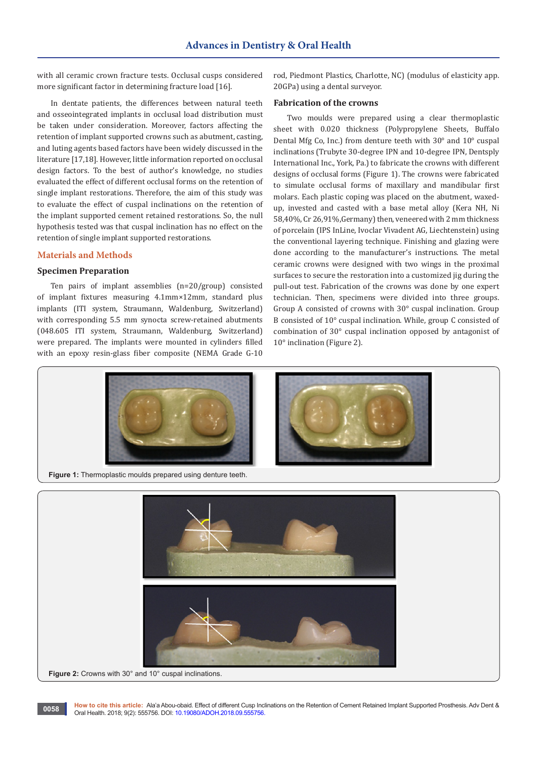with all ceramic crown fracture tests. Occlusal cusps considered more significant factor in determining fracture load [16].

In dentate patients, the differences between natural teeth and osseointegrated implants in occlusal load distribution must be taken under consideration. Moreover, factors affecting the retention of implant supported crowns such as abutment, casting, and luting agents based factors have been widely discussed in the literature [17,18]. However, little information reported on occlusal design factors. To the best of author's knowledge, no studies evaluated the effect of different occlusal forms on the retention of single implant restorations. Therefore, the aim of this study was to evaluate the effect of cuspal inclinations on the retention of the implant supported cement retained restorations. So, the null hypothesis tested was that cuspal inclination has no effect on the retention of single implant supported restorations.

## Materials and Methods

### Specimen Preparation

Ten pairs of implant assemblies (n=20/group) consisted of implant fixtures measuring 4.1mm×12mm, standard plus implants (ITI system, Straumann, Waldenburg, Switzerland) with corresponding 5.5 mm synocta screw-retained abutments (048.605 ITI system, Straumann, Waldenburg, Switzerland) were prepared. The implants were mounted in cylinders filled with an epoxy resin-glass fiber composite (NEMA Grade G-10 rod, Piedmont Plastics, Charlotte, NC) (modulus of elasticity app. 20GPa) using a dental surveyor.

### Fabrication of the crowns

Two moulds were prepared using a clear thermoplastic sheet with 0.020 thickness (Polypropylene Sheets, Buffalo Dental Mfg Co, Inc.) from denture teeth with 30° and 10° cuspal inclinations (Trubyte 30-degree IPN and 10-degree IPN, Dentsply International Inc., York, Pa.) to fabricate the crowns with different designs of occlusal forms (Figure 1). The crowns were fabricated to simulate occlusal forms of maxillary and mandibular first molars. Each plastic coping was placed on the abutment, waxed-up, invested and casted with a base metal alloy (Kera NH, Ni 58,40%, Cr 26,91%,Germany) then, veneered with 2 mm thickness of porcelain (IPS InLine, Ivoclar Vivadent AG, Liechtenstein) using the conventional layering technique. Finishing and glazing were done according to the manufacturer's instructions. The metal ceramic crowns were designed with two wings in the proximal surfaces to secure the restoration into a customized jig during the pull-out test. Fabrication of the crowns was done by one expert technician. Then, specimens were divided into three groups. Group A consisted of crowns with 30° cuspal inclination. Group B consisted of 10° cuspal inclination. While, group C consisted of combination of 30° cuspal inclination opposed by antagonist of 10° inclination (Figure 2).

**Figure 1:** Thermoplastic moulds prepared using denture teeth.

**Figure 2:** Crowns with 30° and 10° cuspal inclinations.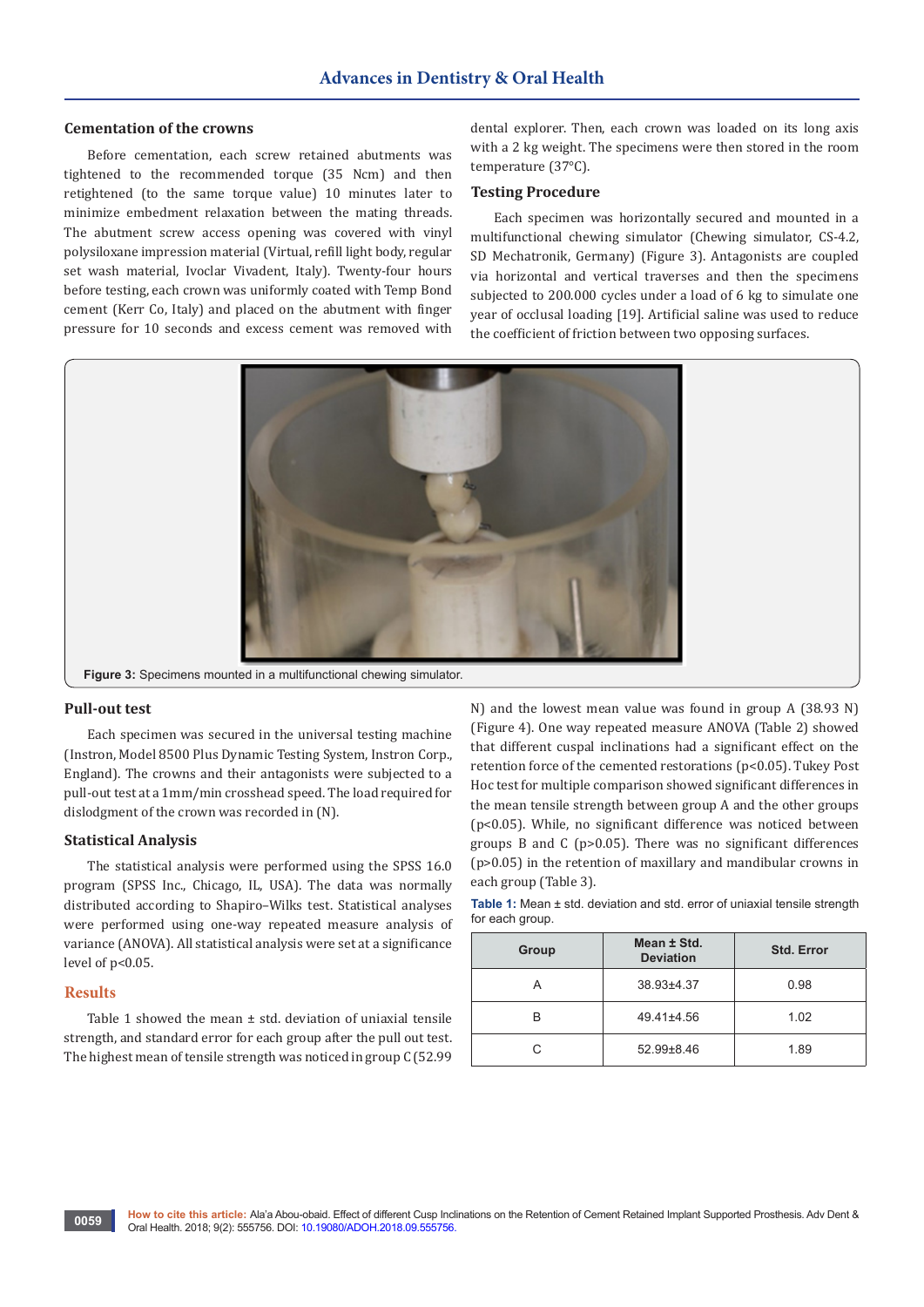### Cementation of the crowns

Before cementation, each screw retained abutments was tightened to the recommended torque (35 Ncm) and then retightened (to the same torque value) 10 minutes later to minimize embedment relaxation between the mating threads. The abutment screw access opening was covered with vinyl polysiloxane impression material (Virtual, refill light body, regular set wash material, Ivoclar Vivadent, Italy). Twenty-four hours before testing, each crown was uniformly coated with Temp Bond cement (Kerr Co, Italy) and placed on the abutment with finger pressure for 10 seconds and excess cement was removed with dental explorer. Then, each crown was loaded on its long axis with a 2 kg weight. The specimens were then stored in the room temperature (37°C).

### Testing Procedure

Each specimen was horizontally secured and mounted in a multifunctional chewing simulator (Chewing simulator, CS-4.2, SD Mechatronik, Germany) (Figure 3). Antagonists are coupled via horizontal and vertical traverses and then the specimens subjected to 200.000 cycles under a load of 6 kg to simulate one year of occlusal loading [19]. Artificial saline was used to reduce the coefficient of friction between two opposing surfaces.

**Figure 3:** Specimens mounted in a multifunctional chewing simulator.

### Pull-out test

Each specimen was secured in the universal testing machine (Instron, Model 8500 Plus Dynamic Testing System, Instron Corp., England). The crowns and their antagonists were subjected to a pull-out test at a 1mm/min crosshead speed. The load required for dislodgment of the crown was recorded in (N).

### Statistical Analysis

The statistical analysis were performed using the SPSS 16.0 program (SPSS Inc., Chicago, IL, USA). The data was normally distributed according to Shapiro–Wilks test. Statistical analyses were performed using one-way repeated measure analysis of variance (ANOVA). All statistical analysis were set at a significance level of $p<0.05$.

## Results

Table 1 showed the mean ± std. deviation of uniaxial tensile strength, and standard error for each group after the pull out test. The highest mean of tensile strength was noticed in group C (52.99 N) and the lowest mean value was found in group A (38.93 N) (Figure 4). One way repeated measure ANOVA (Table 2) showed that different cuspal inclinations had a significant effect on the retention force of the cemented restorations ($p<0.05$). Tukey Post Hoc test for multiple comparison showed significant differences in the mean tensile strength between group A and the other groups ($p<0.05$). While, no significant difference was noticed between groups B and C ($p>0.05$). There was no significant differences ($p>0.05$) in the retention of maxillary and mandibular crowns in each group (Table 3).

**Table 1:** Mean ± std. deviation and std. error of uniaxial tensile strength for each group.

| Group | Mean ± Std. Deviation | Std. Error |
|---|---|---|
| A | 38.93±4.37 | 0.98 |
| B | 49.41±4.56 | 1.02 |
| C | 52.99±8.46 | 1.89 |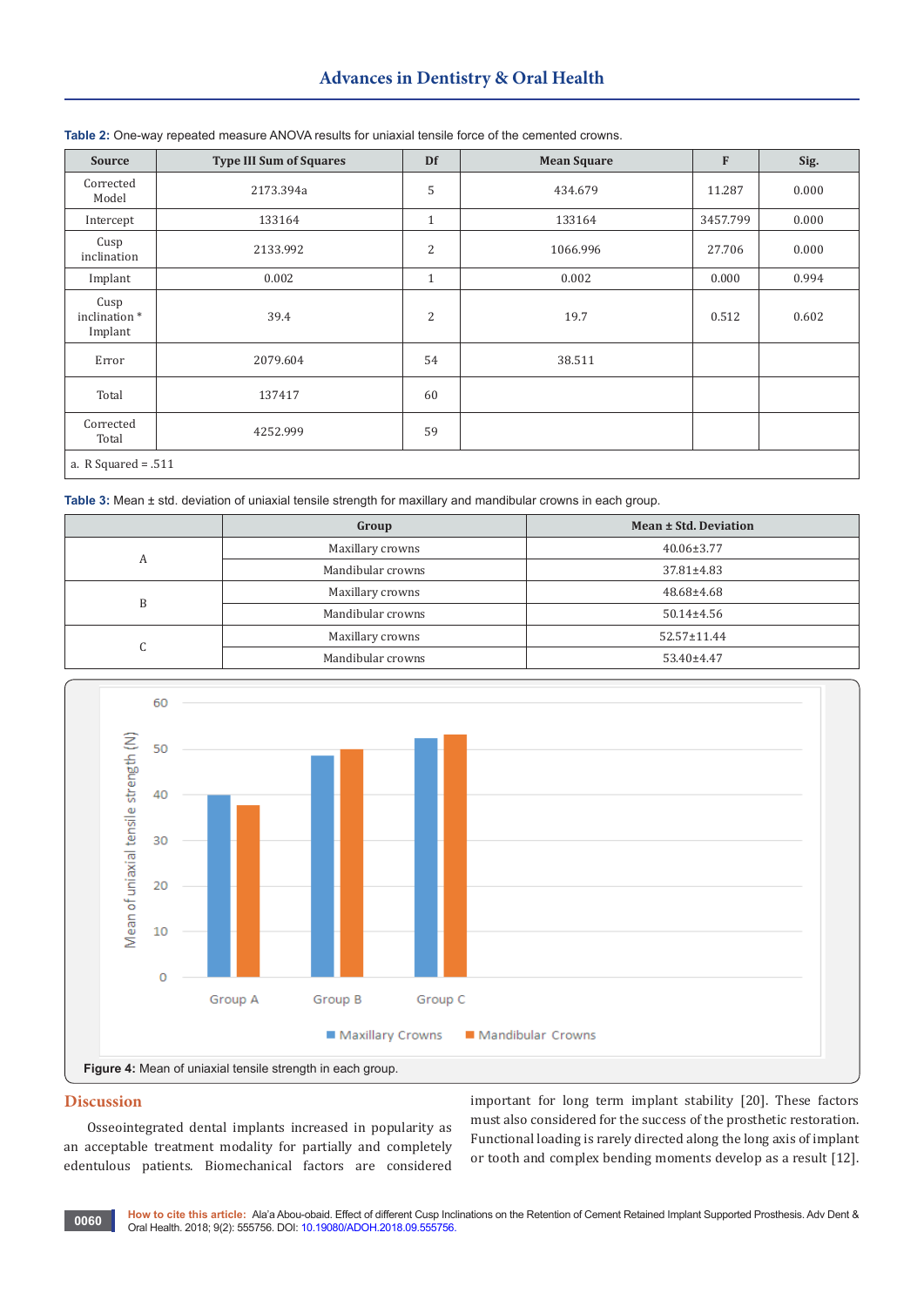**Table 2:** One-way repeated measure ANOVA results for uniaxial tensile force of the cemented crowns.

| Source | Type III Sum of Squares | Df | Mean Square | F | Sig. |
|---|---|---|---|---|---|
| Corrected Model | 2173.394a | 5 | 434.679 | 11.287 | 0.000 |
| Intercept | 133164 | 1 | 133164 | 3457.799 | 0.000 |
| Cusp inclination | 2133.992 | 2 | 1066.996 | 27.706 | 0.000 |
| Implant | 0.002 | 1 | 0.002 | 0.000 | 0.994 |
| Cusp inclination * Implant | 39.4 | 2 | 19.7 | 0.512 | 0.602 |
| Error | 2079.604 | 54 | 38.511 | | |
| Total | 137417 | 60 | | | |
| Corrected Total | 4252.999 | 59 | | | |
| a. R Squared = .511 | | | | | |

**Table 3:** Mean ± std. deviation of uniaxial tensile strength for maxillary and mandibular crowns in each group.

| | Group | Mean ± Std. Deviation |
|---|---|---|
| A | Maxillary crowns | 40.06±3.77 |
| | Mandibular crowns | 37.81±4.83 |
| B | Maxillary crowns | 48.68±4.68 |
| | Mandibular crowns | 50.14±4.56 |
| C | Maxillary crowns | 52.57±11.44 |
| | Mandibular crowns | 53.40±4.47 |

**Figure 4:** Mean of uniaxial tensile strength in each group.

## Discussion

Osseointegrated dental implants increased in popularity as an acceptable treatment modality for partially and completely edentulous patients. Biomechanical factors are considered important for long term implant stability [20]. These factors must also considered for the success of the prosthetic restoration. Functional loading is rarely directed along the long axis of implant or tooth and complex bending moments develop as a result [12].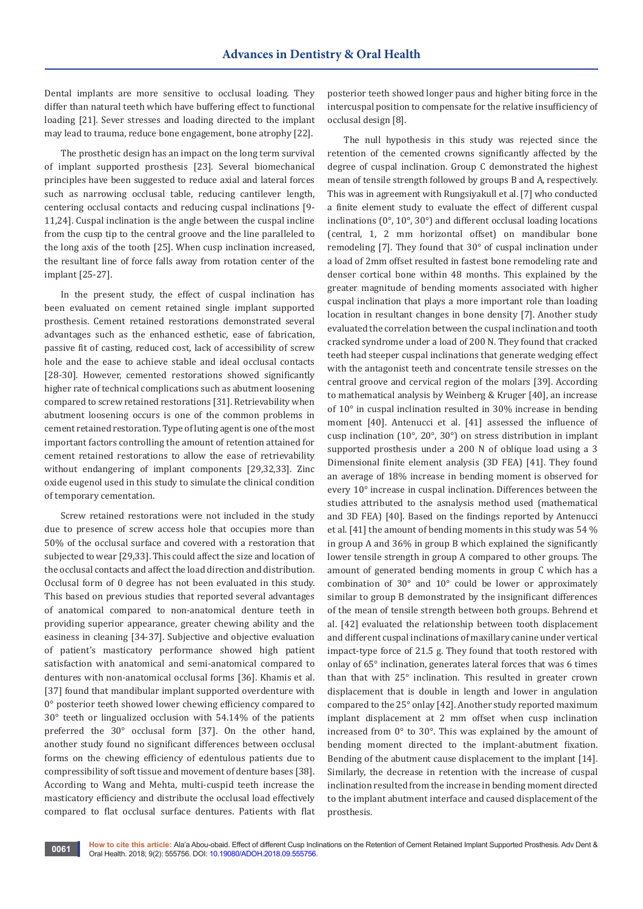Dental implants are more sensitive to occlusal loading. They differ than natural teeth which have buffering effect to functional loading [21]. Sever stresses and loading directed to the implant may lead to trauma, reduce bone engagement, bone atrophy [22].

The prosthetic design has an impact on the long term survival of implant supported prosthesis [23]. Several biomechanical principles have been suggested to reduce axial and lateral forces such as narrowing occlusal table, reducing cantilever length, centering occlusal contacts and reducing cuspal inclinations [9-11,24]. Cuspal inclination is the angle between the cuspal incline from the cusp tip to the central groove and the line paralleled to the long axis of the tooth [25]. When cusp inclination increased, the resultant line of force falls away from rotation center of the implant [25-27].

In the present study, the effect of cuspal inclination has been evaluated on cement retained single implant supported prosthesis. Cement retained restorations demonstrated several advantages such as the enhanced esthetic, ease of fabrication, passive fit of casting, reduced cost, lack of accessibility of screw hole and the ease to achieve stable and ideal occlusal contacts [28-30]. However, cemented restorations showed significantly higher rate of technical complications such as abutment loosening compared to screw retained restorations [31]. Retrievability when abutment loosening occurs is one of the common problems in cement retained restoration. Type of luting agent is one of the most important factors controlling the amount of retention attained for cement retained restorations to allow the ease of retrievability without endangering of implant components [29,32,33]. Zinc oxide eugenol used in this study to simulate the clinical condition of temporary cementation.

Screw retained restorations were not included in the study due to presence of screw access hole that occupies more than 50% of the occlusal surface and covered with a restoration that subjected to wear [29,33]. This could affect the size and location of the occlusal contacts and affect the load direction and distribution. Occlusal form of 0 degree has not been evaluated in this study. This based on previous studies that reported several advantages of anatomical compared to non-anatomical denture teeth in providing superior appearance, greater chewing ability and the easiness in cleaning [34-37]. Subjective and objective evaluation of patient's masticatory performance showed high patient satisfaction with anatomical and semi-anatomical compared to dentures with non-anatomical occlusal forms [36]. Khamis et al. [37] found that mandibular implant supported overdenture with 0° posterior teeth showed lower chewing efficiency compared to 30° teeth or lingualized occlusion with 54.14% of the patients preferred the 30° occlusal form [37]. On the other hand, another study found no significant differences between occlusal forms on the chewing efficiency of edentulous patients due to compressibility of soft tissue and movement of denture bases [38]. According to Wang and Mehta, multi-cuspid teeth increase the masticatory efficiency and distribute the occlusal load effectively compared to flat occlusal surface dentures. Patients with flat posterior teeth showed longer paus and higher biting force in the intercuspal position to compensate for the relative insufficiency of occlusal design [8].

The null hypothesis in this study was rejected since the retention of the cemented crowns significantly affected by the degree of cuspal inclination. Group C demonstrated the highest mean of tensile strength followed by groups B and A, respectively. This was in agreement with Rungsiyakull et al. [7] who conducted a finite element study to evaluate the effect of different cuspal inclinations (0°, 10°, 30°) and different occlusal loading locations (central, 1, 2 mm horizontal offset) on mandibular bone remodeling [7]. They found that 30° of cuspal inclination under a load of 2mm offset resulted in fastest bone remodeling rate and denser cortical bone within 48 months. This explained by the greater magnitude of bending moments associated with higher cuspal inclination that plays a more important role than loading location in resultant changes in bone density [7]. Another study evaluated the correlation between the cuspal inclination and tooth cracked syndrome under a load of 200 N. They found that cracked teeth had steeper cuspal inclinations that generate wedging effect with the antagonist teeth and concentrate tensile stresses on the central groove and cervical region of the molars [39]. According to mathematical analysis by Weinberg & Kruger [40], an increase of 10° in cuspal inclination resulted in 30% increase in bending moment [40]. Antenucci et al. [41] assessed the influence of cusp inclination (10°, 20°, 30°) on stress distribution in implant supported prosthesis under a 200 N of oblique load using a 3 Dimensional finite element analysis (3D FEA) [41]. They found an average of 18% increase in bending moment is observed for every 10° increase in cuspal inclination. Differences between the studies attributed to the asnalysis method used (mathematical and 3D FEA) [40]. Based on the findings reported by Antenucci et al. [41] the amount of bending moments in this study was 54 % in group A and 36% in group B which explained the significantly lower tensile strength in group A compared to other groups. The amount of generated bending moments in group C which has a combination of 30° and 10° could be lower or approximately similar to group B demonstrated by the insignificant differences of the mean of tensile strength between both groups. Behrend et al. [42] evaluated the relationship between tooth displacement and different cuspal inclinations of maxillary canine under vertical impact-type force of 21.5 g. They found that tooth restored with onlay of 65° inclination, generates lateral forces that was 6 times than that with 25° inclination. This resulted in greater crown displacement that is double in length and lower in angulation compared to the 25° onlay [42]. Another study reported maximum implant displacement at 2 mm offset when cusp inclination increased from 0° to 30°. This was explained by the amount of bending moment directed to the implant-abutment fixation. Bending of the abutment cause displacement to the implant [14]. Similarly, the decrease in retention with the increase of cuspal inclination resulted from the increase in bending moment directed to the implant abutment interface and caused displacement of the prosthesis.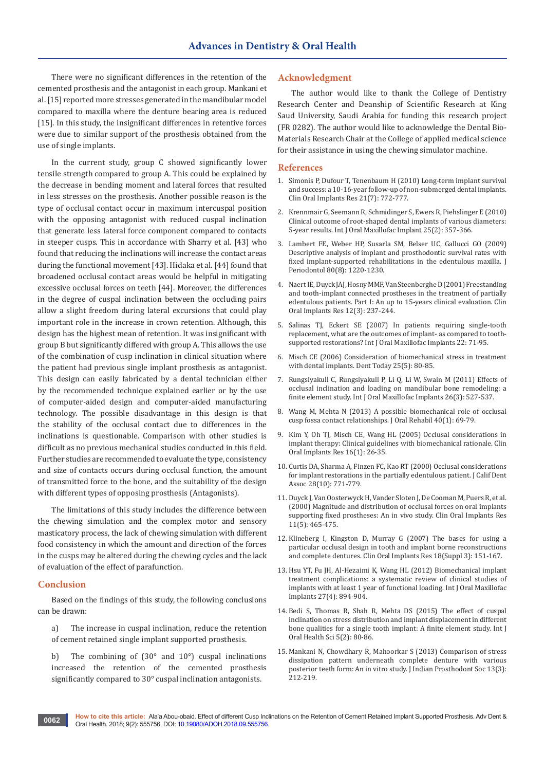There were no significant differences in the retention of the cemented prosthesis and the antagonist in each group. Mankani et al. [15] reported more stresses generated in the mandibular model compared to maxilla where the denture bearing area is reduced [15]. In this study, the insignificant differences in retentive forces were due to similar support of the prosthesis obtained from the use of single implants.

In the current study, group C showed significantly lower tensile strength compared to group A. This could be explained by the decrease in bending moment and lateral forces that resulted in less stresses on the prosthesis. Another possible reason is the type of occlusal contact occur in maximum intercuspal position with the opposing antagonist with reduced cuspal inclination that generate less lateral force component compared to contacts in steeper cusps. This in accordance with Sharry et al. [43] who found that reducing the inclinations will increase the contact areas during the functional movement [43]. Hidaka et al. [44] found that broadened occlusal contact areas would be helpful in mitigating excessive occlusal forces on teeth [44]. Moreover, the differences in the degree of cuspal inclination between the occluding pairs allow a slight freedom during lateral excursions that could play important role in the increase in crown retention. Although, this design has the highest mean of retention. It was insignificant with group B but significantly differed with group A. This allows the use of the combination of cusp inclination in clinical situation where the patient had previous single implant prosthesis as antagonist. This design can easily fabricated by a dental technician either by the recommended technique explained earlier or by the use of computer-aided design and computer-aided manufacturing technology. The possible disadvantage in this design is that the stability of the occlusal contact due to differences in the inclinations is questionable. Comparison with other studies is difficult as no previous mechanical studies conducted in this field. Further studies are recommended to evaluate the type, consistency and size of contacts occurs during occlusal function, the amount of transmitted force to the bone, and the suitability of the design with different types of opposing prosthesis (Antagonists).

The limitations of this study includes the difference between the chewing simulation and the complex motor and sensory masticatory process, the lack of chewing simulation with different food consistency in which the amount and direction of the forces in the cusps may be altered during the chewing cycles and the lack of evaluation of the effect of parafunction.

## Conclusion

Based on the findings of this study, the following conclusions can be drawn:

a) The increase in cuspal inclination, reduce the retention of cement retained single implant supported prosthesis.

b) The combining of (30° and 10°) cuspal inclinations increased the retention of the cemented prosthesis significantly compared to 30° cuspal inclination antagonists.

## Acknowledgment

The author would like to thank the College of Dentistry Research Center and Deanship of Scientific Research at King Saud University, Saudi Arabia for funding this research project (FR 0282). The author would like to acknowledge the Dental Bio-Materials Research Chair at the College of applied medical science for their assistance in using the chewing simulator machine.

## References

1. Simonis P, Dufour T, Tenenbaum H (2010) Long-term implant survival and success: a 10-16-year follow-up of non-submerged dental implants. Clin Oral Implants Res 21(7): 772-777.
2. Krennmair G, Seemann R, Schmidinger S, Ewers R, Piehslinger E (2010) Clinical outcome of root-shaped dental implants of various diameters: 5-year results. Int J Oral Maxillofac Implant 25(2): 357-366.
3. Lambert FE, Weber HP, Susarla SM, Belser UC, Gallucci GO (2009) Descriptive analysis of implant and prosthodontic survival rates with fixed implant-supported rehabilitations in the edentulous maxilla. J Periodontol 80(8): 1220-1230.
4. Naert IE, Duyck JAJ, Hosny MMF, Van Steenberghe D (2001) Freestanding and tooth-implant connected prostheses in the treatment of partially edentulous patients. Part I: An up to 15-years clinical evaluation. Clin Oral Implants Res 12(3): 237-244.
5. Salinas TJ, Eckert SE (2007) In patients requiring single-tooth replacement, what are the outcomes of implant- as compared to tooth-supported restorations? Int J Oral Maxillofac Implants 22: 71-95.
6. Misch CE (2006) Consideration of biomechanical stress in treatment with dental implants. Dent Today 25(5): 80-85.
7. Rungsiyakull C, Rungsiyakull P, Li Q, Li W, Swain M (2011) Effects of occlusal inclination and loading on mandibular bone remodeling: a finite element study. Int J Oral Maxillofac Implants 26(3): 527-537.
8. Wang M, Mehta N (2013) A possible biomechanical role of occlusal cusp fossa contact relationships. J Oral Rehabil 40(1): 69-79.
9. Kim Y, Oh TJ, Misch CE, Wang HL (2005) Occlusal considerations in implant therapy: Clinical guidelines with biomechanical rationale. Clin Oral Implants Res 16(1): 26-35.
10. Curtis DA, Sharma A, Finzen FC, Kao RT (2000) Occlusal considerations for implant restorations in the partially edentulous patient. J Calif Dent Assoc 28(10): 771-779.
11. Duyck J, Van Oosterwyck H, Vander Sloten J, De Cooman M, Puers R, et al. (2000) Magnitude and distribution of occlusal forces on oral implants supporting fixed prostheses: An in vivo study. Clin Oral Implants Res 11(5): 465-475.
12. Klineberg I, Kingston D, Murray G (2007) The bases for using a particular occlusal design in tooth and implant borne reconstructions and complete dentures. Clin Oral Implants Res 18(Suppl 3): 151-167.
13. Hsu YT, Fu JH, Al-Hezaimi K, Wang HL (2012) Biomechanical implant treatment complications: a systematic review of clinical studies of implants with at least 1 year of functional loading. Int J Oral Maxillofac Implants 27(4): 894-904.
14. Bedi S, Thomas R, Shah R, Mehta DS (2015) The effect of cuspal inclination on stress distribution and implant displacement in different bone qualities for a single tooth implant: A finite element study. Int J Oral Health Sci 5(2): 80-86.
15. Mankani N, Chowdhary R, Mahoorkar S (2013) Comparison of stress dissipation pattern underneath complete denture with various posterior teeth form: An in vitro study. J Indian Prosthodont Soc 13(3): 212-219.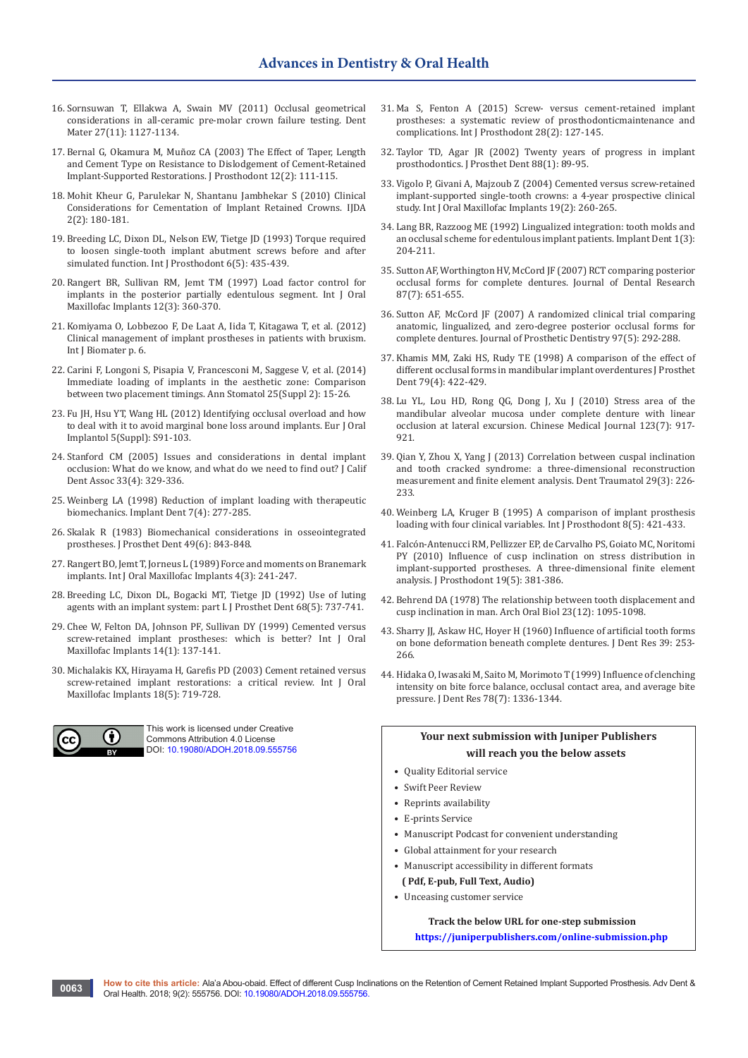16. Sornsuwan T, Ellakwa A, Swain MV (2011) Occlusal geometrical considerations in all-ceramic pre-molar crown failure testing. Dent Mater 27(11): 1127-1134.
17. Bernal G, Okamura M, Muñoz CA (2003) The Effect of Taper, Length and Cement Type on Resistance to Dislodgement of Cement-Retained Implant-Supported Restorations. J Prosthodont 12(2): 111-115.
18. Mohit Kheur G, Parulekar N, Shantanu Jambhekar S (2010) Clinical Considerations for Cementation of Implant Retained Crowns. IJDA 2(2): 180-181.
19. Breeding LC, Dixon DL, Nelson EW, Tietge JD (1993) Torque required to loosen single-tooth implant abutment screws before and after simulated function. Int J Prosthodont 6(5): 435-439.
20. Rangert BR, Sullivan RM, Jemt TM (1997) Load factor control for implants in the posterior partially edentulous segment. Int J Oral Maxillofac Implants 12(3): 360-370.
21. Komiyama O, Lobbezoo F, De Laat A, Iida T, Kitagawa T, et al. (2012) Clinical management of implant prostheses in patients with bruxism. Int J Biomater p. 6.
22. Carini F, Longoni S, Pisapia V, Francesconi M, Saggese V, et al. (2014) Immediate loading of implants in the aesthetic zone: Comparison between two placement timings. Ann Stomatol 25(Suppl 2): 15-26.
23. Fu JH, Hsu YT, Wang HL (2012) Identifying occlusal overload and how to deal with it to avoid marginal bone loss around implants. Eur J Oral Implantol 5(Suppl): S91-103.
24. Stanford CM (2005) Issues and considerations in dental implant occlusion: What do we know, and what do we need to find out? J Calif Dent Assoc 33(4): 329-336.
25. Weinberg LA (1998) Reduction of implant loading with therapeutic biomechanics. Implant Dent 7(4): 277-285.
26. Skalak R (1983) Biomechanical considerations in osseointegrated prostheses. J Prosthet Dent 49(6): 843-848.
27. Rangert BO, Jemt T, Jorneus L (1989) Force and moments on Branemark implants. Int J Oral Maxillofac Implants 4(3): 241-247.
28. Breeding LC, Dixon DL, Bogacki MT, Tietge JD (1992) Use of luting agents with an implant system: part I. J Prosthet Dent 68(5): 737-741.
29. Chee W, Felton DA, Johnson PF, Sullivan DY (1999) Cemented versus screw-retained implant prostheses: which is better? Int J Oral Maxillofac Implants 14(1): 137-141.
30. Michalakis KX, Hirayama H, Garefis PD (2003) Cement retained versus screw-retained implant restorations: a critical review. Int J Oral Maxillofac Implants 18(5): 719-728.
31. Ma S, Fenton A (2015) Screw- versus cement-retained implant prostheses: a systematic review of prosthodonticmaintenance and complications. Int J Prosthodont 28(2): 127-145.
32. Taylor TD, Agar JR (2002) Twenty years of progress in implant prosthodontics. J Prosthet Dent 88(1): 89-95.
33. Vigolo P, Givani A, Majzoub Z (2004) Cemented versus screw-retained implant-supported single-tooth crowns: a 4-year prospective clinical study. Int J Oral Maxillofac Implants 19(2): 260-265.
34. Lang BR, Razzoog ME (1992) Lingualized integration: tooth molds and an occlusal scheme for edentulous implant patients. Implant Dent 1(3): 204-211.
35. Sutton AF, Worthington HV, McCord JF (2007) RCT comparing posterior occlusal forms for complete dentures. Journal of Dental Research 87(7): 651-655.
36. Sutton AF, McCord JF (2007) A randomized clinical trial comparing anatomic, lingualized, and zero-degree posterior occlusal forms for complete dentures. Journal of Prosthetic Dentistry 97(5): 292-288.
37. Khamis MM, Zaki HS, Rudy TE (1998) A comparison of the effect of different occlusal forms in mandibular implant overdentures J Prosthet Dent 79(4): 422-429.
38. Lu YL, Lou HD, Rong QG, Dong J, Xu J (2010) Stress area of the mandibular alveolar mucosa under complete denture with linear occlusion at lateral excursion. Chinese Medical Journal 123(7): 917-921.
39. Qian Y, Zhou X, Yang J (2013) Correlation between cuspal inclination and tooth cracked syndrome: a three-dimensional reconstruction measurement and finite element analysis. Dent Traumatol 29(3): 226-233.
40. Weinberg LA, Kruger B (1995) A comparison of implant prosthesis loading with four clinical variables. Int J Prosthodont 8(5): 421-433.
41. Falcón-Antenucci RM, Pellizzer EP, de Carvalho PS, Goiato MC, Noritomi PY (2010) Influence of cusp inclination on stress distribution in implant-supported prostheses. A three-dimensional finite element analysis. J Prosthodont 19(5): 381-386.
42. Behrend DA (1978) The relationship between tooth displacement and cusp inclination in man. Arch Oral Biol 23(12): 1095-1098.
43. Sharry JJ, Askaw HC, Hoyer H (1960) Influence of artificial tooth forms on bone deformation beneath complete dentures. J Dent Res 39: 253-266.
44. Hidaka O, Iwasaki M, Saito M, Morimoto T (1999) Influence of clenching intensity on bite force balance, occlusal contact area, and average bite pressure. J Dent Res 78(7): 1336-1344.

This work is licensed under Creative Commons Attribution 4.0 License
DOI: 10.19080/ADOH.2018.09.555756

**Your next submission with Juniper Publishers will reach you the below assets**

- Quality Editorial service
- Swift Peer Review
- Reprints availability
- E-prints Service
- Manuscript Podcast for convenient understanding
- Global attainment for your research
- Manuscript accessibility in different formats
  **( Pdf, E-pub, Full Text, Audio)**
- Unceasing customer service

**Track the below URL for one-step submission**
**https://juniperpublishers.com/online-submission.php**

**How to cite this article:** Ala'a Abou-obaid. Effect of different Cusp Inclinations on the Retention of Cement Retained Implant Supported Prosthesis. Adv Dent & Oral Health. 2018; 9(2): 555756. DOI: 10.19080/ADOH.2018.09.555756.